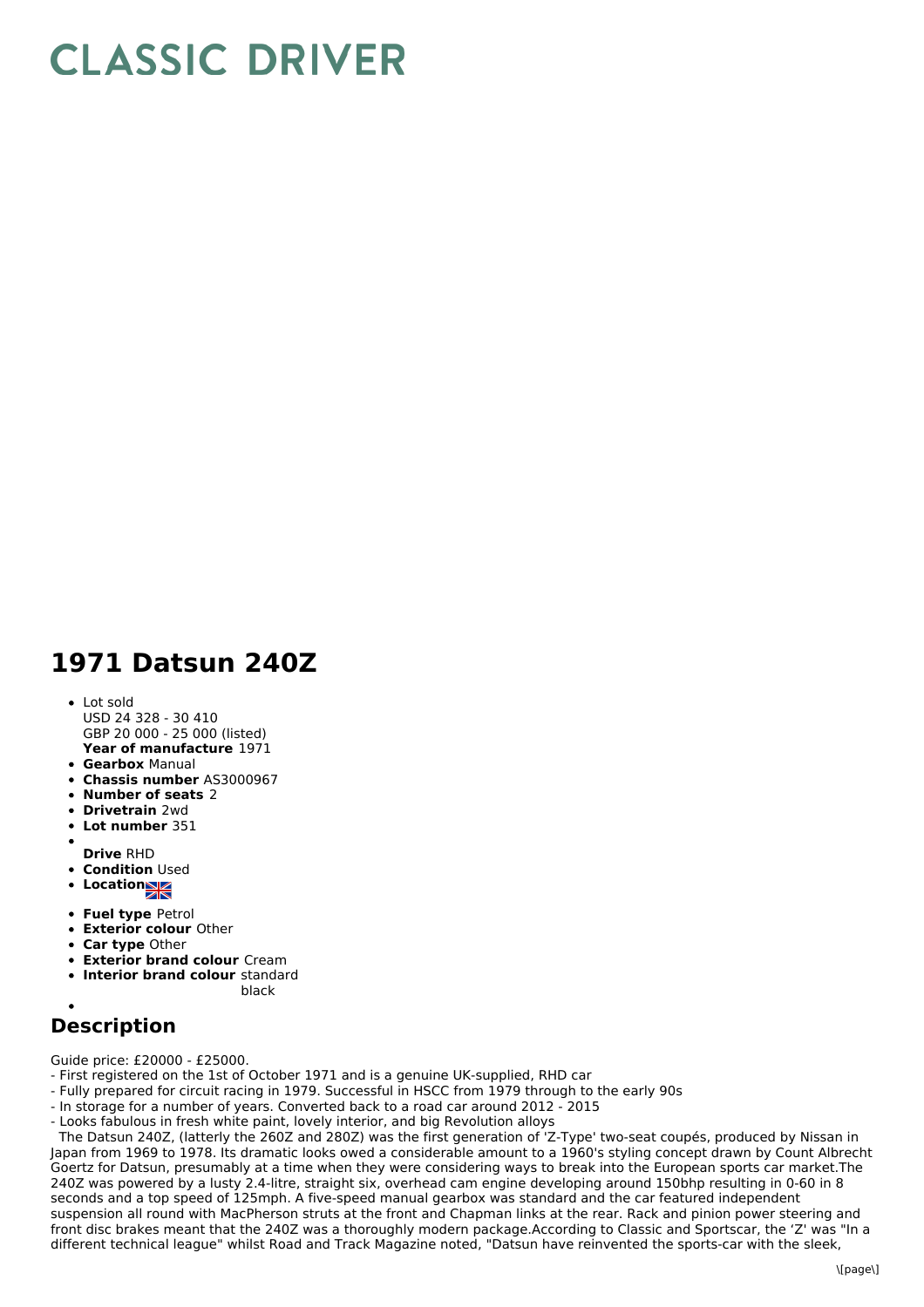# CLASSIC DRIVER

# 1971 Datsun 240Z

- Lot sold
  USD 24 328 - 30 410
  GBP 20 000 - 25 000 (listed)
  **Year of manufacture** 1971
- **Gearbox** Manual
- **Chassis number** AS3000967
- **Number of seats** 2
- **Drivetrain** 2wd
- **Lot number** 351
- **Drive** RHD
- **Condition** Used
- **Location**
- **Fuel type** Petrol
- **Exterior colour** Other
- **Car type** Other
- **Exterior brand colour** Cream
- **Interior brand colour** standard black

## Description

Guide price: £20000 - £25000.
- First registered on the 1st of October 1971 and is a genuine UK-supplied, RHD car
- Fully prepared for circuit racing in 1979. Successful in HSCC from 1979 through to the early 90s
- In storage for a number of years. Converted back to a road car around 2012 - 2015
- Looks fabulous in fresh white paint, lovely interior, and big Revolution alloys

The Datsun 240Z, (latterly the 260Z and 280Z) was the first generation of 'Z-Type' two-seat coupés, produced by Nissan in Japan from 1969 to 1978. Its dramatic looks owed a considerable amount to a 1960's styling concept drawn by Count Albrecht Goertz for Datsun, presumably at a time when they were considering ways to break into the European sports car market.The 240Z was powered by a lusty 2.4-litre, straight six, overhead cam engine developing around 150bhp resulting in 0-60 in 8 seconds and a top speed of 125mph. A five-speed manual gearbox was standard and the car featured independent suspension all round with MacPherson struts at the front and Chapman links at the rear. Rack and pinion power steering and front disc brakes meant that the 240Z was a thoroughly modern package.According to Classic and Sportscar, the 'Z' was "In a different technical league" whilst Road and Track Magazine noted, "Datsun have reinvented the sports-car with the sleek,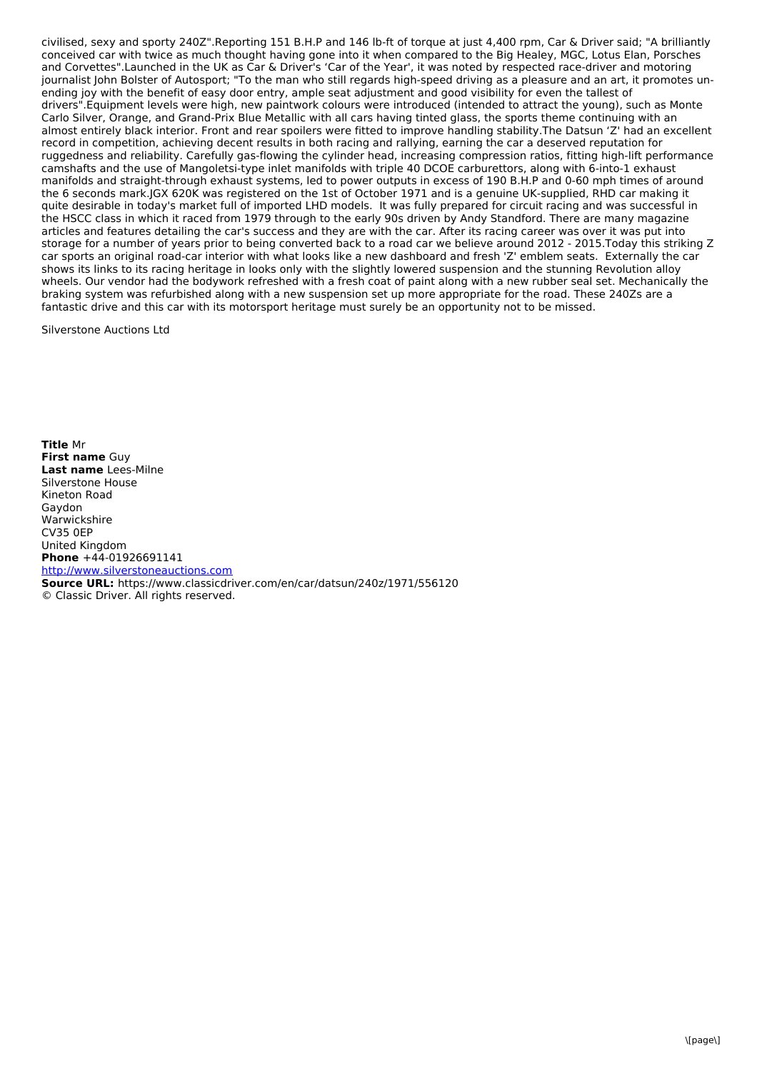civilised, sexy and sporty 240Z".Reporting 151 B.H.P and 146 lb-ft of torque at just 4,400 rpm, Car & Driver said; "A brilliantly conceived car with twice as much thought having gone into it when compared to the Big Healey, MGC, Lotus Elan, Porsches and Corvettes".Launched in the UK as Car & Driver's 'Car of the Year', it was noted by respected race-driver and motoring journalist John Bolster of Autosport; "To the man who still regards high-speed driving as a pleasure and an art, it promotes un-ending joy with the benefit of easy door entry, ample seat adjustment and good visibility for even the tallest of drivers".Equipment levels were high, new paintwork colours were introduced (intended to attract the young), such as Monte Carlo Silver, Orange, and Grand-Prix Blue Metallic with all cars having tinted glass, the sports theme continuing with an almost entirely black interior. Front and rear spoilers were fitted to improve handling stability.The Datsun 'Z' had an excellent record in competition, achieving decent results in both racing and rallying, earning the car a deserved reputation for ruggedness and reliability. Carefully gas-flowing the cylinder head, increasing compression ratios, fitting high-lift performance camshafts and the use of Mangoletsi-type inlet manifolds with triple 40 DCOE carburettors, along with 6-into-1 exhaust manifolds and straight-through exhaust systems, led to power outputs in excess of 190 B.H.P and 0-60 mph times of around the 6 seconds mark.JGX 620K was registered on the 1st of October 1971 and is a genuine UK-supplied, RHD car making it quite desirable in today's market full of imported LHD models. It was fully prepared for circuit racing and was successful in the HSCC class in which it raced from 1979 through to the early 90s driven by Andy Standford. There are many magazine articles and features detailing the car's success and they are with the car. After its racing career was over it was put into storage for a number of years prior to being converted back to a road car we believe around 2012 - 2015.Today this striking Z car sports an original road-car interior with what looks like a new dashboard and fresh 'Z' emblem seats. Externally the car shows its links to its racing heritage in looks only with the slightly lowered suspension and the stunning Revolution alloy wheels. Our vendor had the bodywork refreshed with a fresh coat of paint along with a new rubber seal set. Mechanically the braking system was refurbished along with a new suspension set up more appropriate for the road. These 240Zs are a fantastic drive and this car with its motorsport heritage must surely be an opportunity not to be missed.

Silverstone Auctions Ltd

**Title** Mr
**First name** Guy
**Last name** Lees-Milne
Silverstone House
Kineton Road
Gaydon
Warwickshire
CV35 0EP
United Kingdom
**Phone** +44-01926691141
http://www.silverstoneauctions.com
**Source URL:** https://www.classicdriver.com/en/car/datsun/240z/1971/556120
© Classic Driver. All rights reserved.